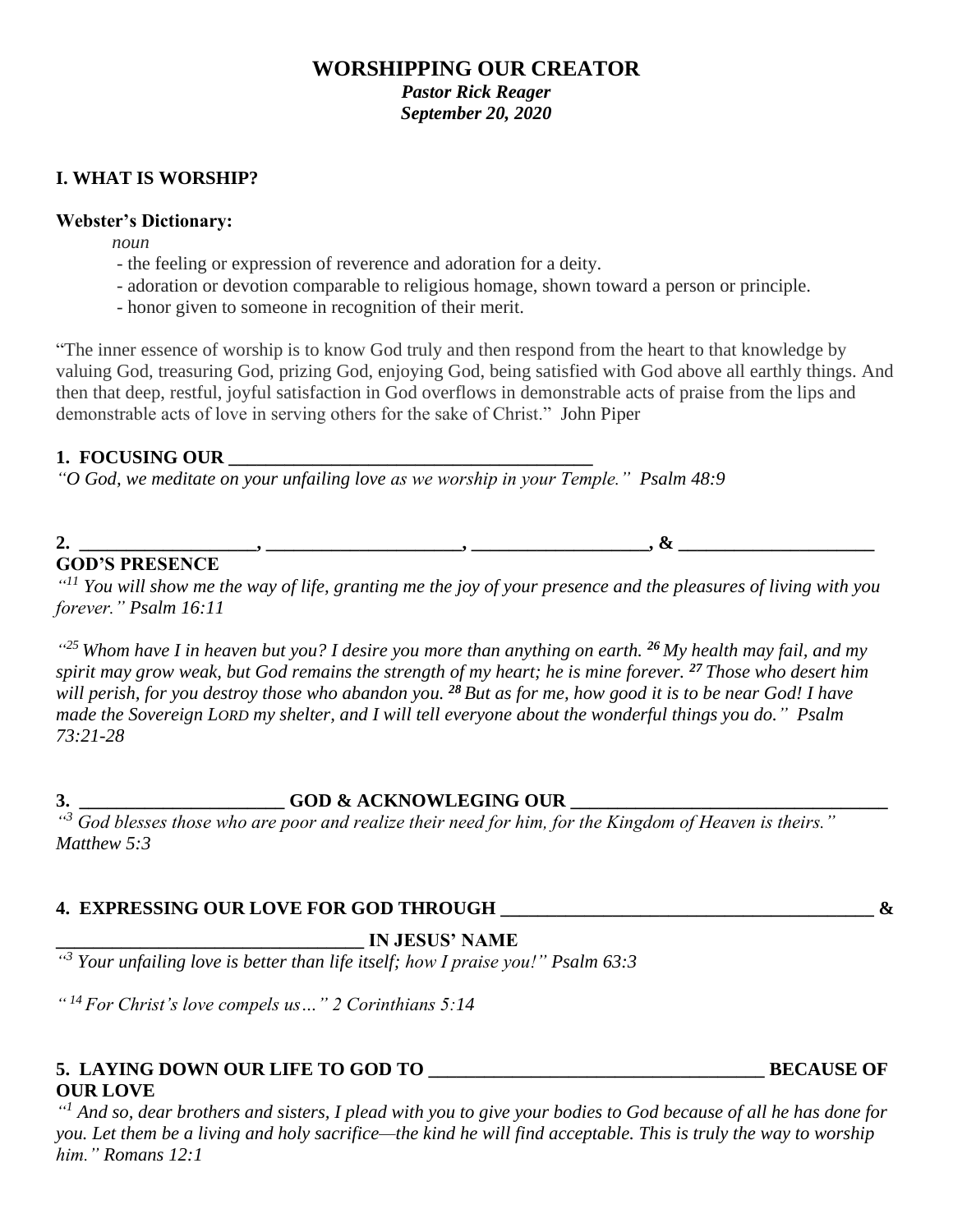# WORSHIPPING OUR CREATOR

***Pastor Rick Reager***
***September 20, 2020***

## I. WHAT IS WORSHIP?

**Webster's Dictionary:**

*noun*

- the feeling or expression of reverence and adoration for a deity.
- adoration or devotion comparable to religious homage, shown toward a person or principle.
- honor given to someone in recognition of their merit.

"The inner essence of worship is to know God truly and then respond from the heart to that knowledge by valuing God, treasuring God, prizing God, enjoying God, being satisfied with God above all earthly things. And then that deep, restful, joyful satisfaction in God overflows in demonstrable acts of praise from the lips and demonstrable acts of love in serving others for the sake of Christ." John Piper

**1. FOCUSING OUR ________________________________________**

*"O God, we meditate on your unfailing love as we worship in your Temple." Psalm 48:9*

**2. ___________________, _____________________, ___________________, & _____________________ GOD'S PRESENCE**

*"[11] You will show me the way of life, granting me the joy of your presence and the pleasures of living with you forever." Psalm 16:11*

*"[25] Whom have I in heaven but you? I desire you more than anything on earth. [26] My health may fail, and my spirit may grow weak, but God remains the strength of my heart; he is mine forever. [27] Those who desert him will perish, for you destroy those who abandon you. [28] But as for me, how good it is to be near God! I have made the Sovereign LORD my shelter, and I will tell everyone about the wonderful things you do." Psalm 73:21-28*

**3. ______________________ GOD & ACKNOWLEGING OUR __________________________________**

*"[3] God blesses those who are poor and realize their need for him, for the Kingdom of Heaven is theirs." Matthew 5:3*

**4. EXPRESSING OUR LOVE FOR GOD THROUGH _________________________________________ & _________________________________ IN JESUS' NAME**

*"[3] Your unfailing love is better than life itself; how I praise you!" Psalm 63:3*

*"[14] For Christ's love compels us…" 2 Corinthians 5:14*

**5. LAYING DOWN OUR LIFE TO GOD TO ____________________________________ BECAUSE OF OUR LOVE**

*"[1] And so, dear brothers and sisters, I plead with you to give your bodies to God because of all he has done for you. Let them be a living and holy sacrifice—the kind he will find acceptable. This is truly the way to worship him." Romans 12:1*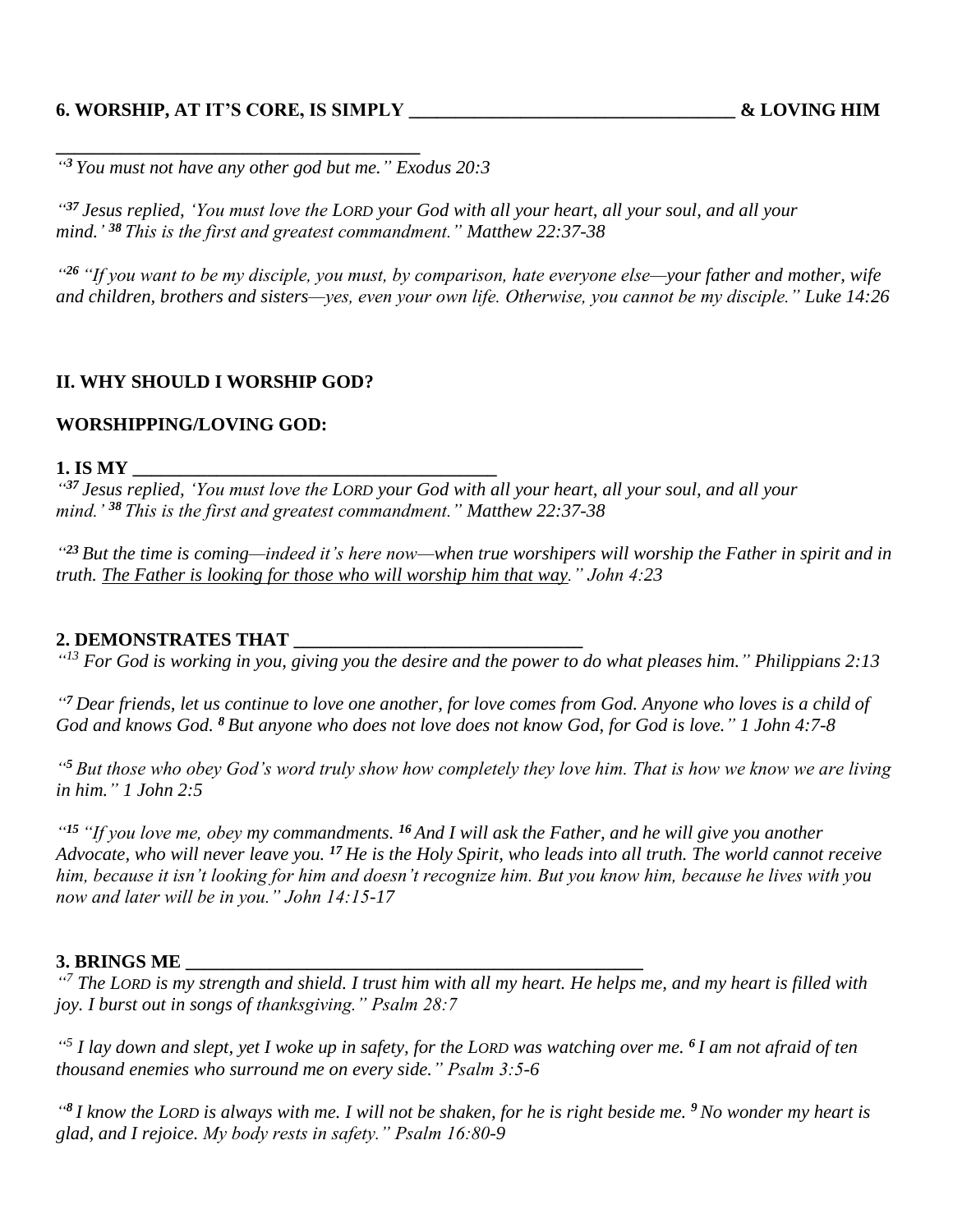**6. WORSHIP, AT IT'S CORE, IS SIMPLY __________________________________ & LOVING HIM ________________________________________**

*"3 You must not have any other god but me." Exodus 20:3*

*"37 Jesus replied, 'You must love the LORD your God with all your heart, all your soul, and all your mind.' 38 This is the first and greatest commandment." Matthew 22:37-38*

*"26 "If you want to be my disciple, you must, by comparison, hate everyone else—your father and mother, wife and children, brothers and sisters—yes, even your own life. Otherwise, you cannot be my disciple." Luke 14:26*

**II. WHY SHOULD I WORSHIP GOD?**

**WORSHIPPING/LOVING GOD:**

**1. IS MY ________________________________________**

*"37 Jesus replied, 'You must love the LORD your God with all your heart, all your soul, and all your mind.' 38 This is the first and greatest commandment." Matthew 22:37-38*

*"23 But the time is coming—indeed it's here now—when true worshipers will worship the Father in spirit and in truth. <u>The Father is looking for those who will worship him that way</u>." John 4:23*

**2. DEMONSTRATES THAT ______________________________**

*"13 For God is working in you, giving you the desire and the power to do what pleases him." Philippians 2:13*

*"7 Dear friends, let us continue to love one another, for love comes from God. Anyone who loves is a child of God and knows God. 8 But anyone who does not love does not know God, for God is love." 1 John 4:7-8*

*"5 But those who obey God's word truly show how completely they love him. That is how we know we are living in him." 1 John 2:5*

*"15 "If you love me, obey my commandments. 16 And I will ask the Father, and he will give you another Advocate, who will never leave you. 17 He is the Holy Spirit, who leads into all truth. The world cannot receive him, because it isn't looking for him and doesn't recognize him. But you know him, because he lives with you now and later will be in you." John 14:15-17*

**3. BRINGS ME _______________________________________________**

*"7 The LORD is my strength and shield. I trust him with all my heart. He helps me, and my heart is filled with joy. I burst out in songs of thanksgiving." Psalm 28:7*

*"5 I lay down and slept, yet I woke up in safety, for the LORD was watching over me. 6 I am not afraid of ten thousand enemies who surround me on every side." Psalm 3:5-6*

*"8 I know the LORD is always with me. I will not be shaken, for he is right beside me. 9 No wonder my heart is glad, and I rejoice. My body rests in safety." Psalm 16:80-9*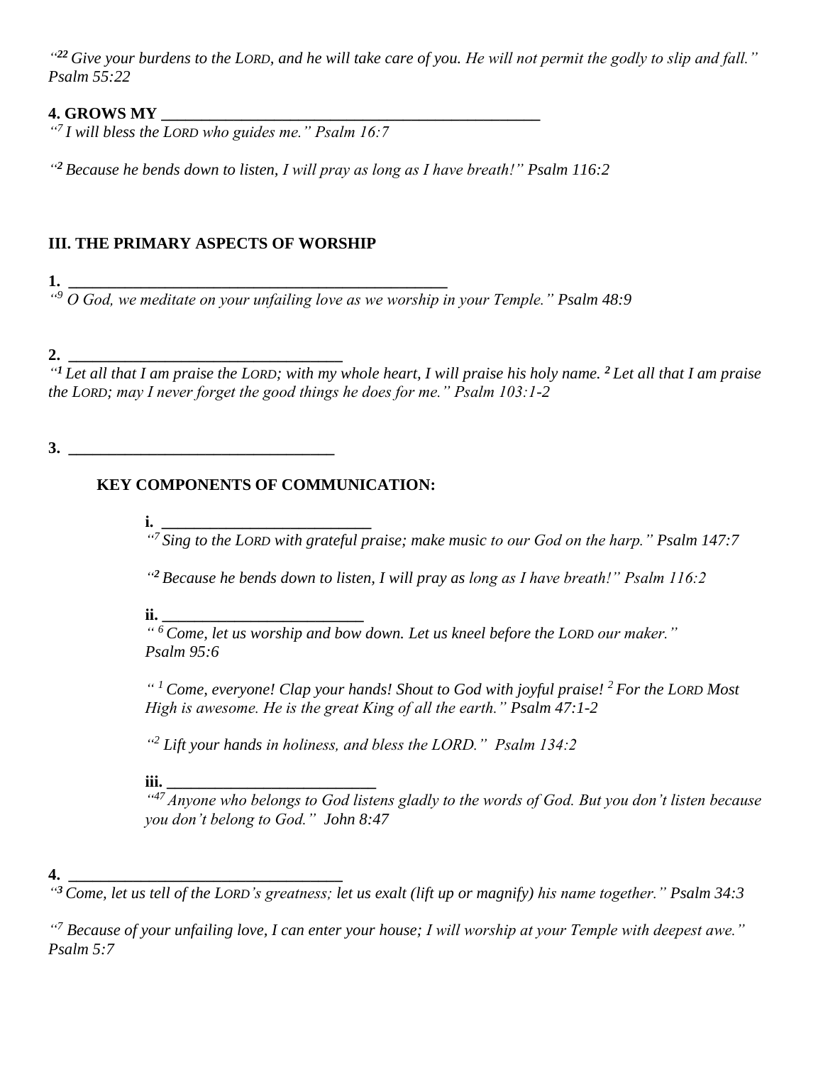*"[22] Give your burdens to the LORD, and he will take care of you. He will not permit the godly to slip and fall." Psalm 55:22*

**4. GROWS MY ______________________________________________**

*"[7] I will bless the LORD who guides me." Psalm 16:7*

*"[2] Because he bends down to listen, I will pray as long as I have breath!" Psalm 116:2*

## III. THE PRIMARY ASPECTS OF WORSHIP

**1. ______________________________________________**

*"[9] O God, we meditate on your unfailing love as we worship in your Temple." Psalm 48:9*

**2. __________________________________**

*"[1] Let all that I am praise the LORD; with my whole heart, I will praise his holy name. [2] Let all that I am praise the LORD; may I never forget the good things he does for me." Psalm 103:1-2*

**3. _________________________________**

**KEY COMPONENTS OF COMMUNICATION:**

**i. ___________________________**

*"[7] Sing to the LORD with grateful praise; make music to our God on the harp." Psalm 147:7*

*"[2] Because he bends down to listen, I will pray as long as I have breath!" Psalm 116:2*

**ii. __________________________**

*"[6] Come, let us worship and bow down. Let us kneel before the LORD our maker." Psalm 95:6*

*"[1] Come, everyone! Clap your hands! Shout to God with joyful praise! [2] For the LORD Most High is awesome. He is the great King of all the earth." Psalm 47:1-2*

*"[2] Lift your hands in holiness, and bless the LORD." Psalm 134:2*

**iii. __________________________**

*"[47] Anyone who belongs to God listens gladly to the words of God. But you don't listen because you don't belong to God." John 8:47*

**4. __________________________________**

*"[3] Come, let us tell of the LORD's greatness; let us exalt (lift up or magnify) his name together." Psalm 34:3*

*"[7] Because of your unfailing love, I can enter your house; I will worship at your Temple with deepest awe." Psalm 5:7*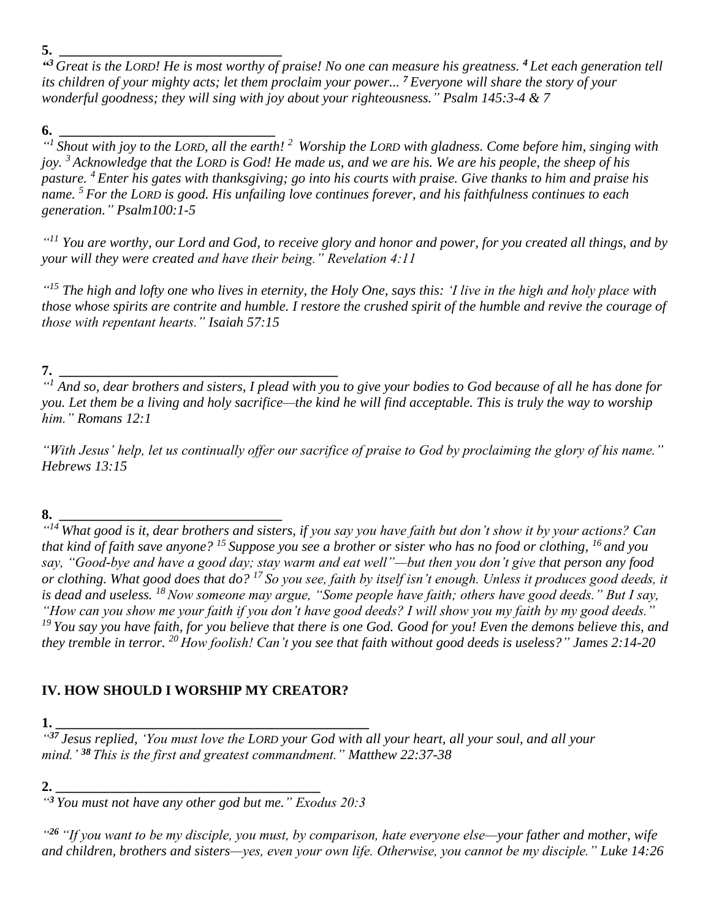**5. _______________________________**

*"[3] Great is the LORD! He is most worthy of praise! No one can measure his greatness. [4] Let each generation tell its children of your mighty acts; let them proclaim your power... [7] Everyone will share the story of your wonderful goodness; they will sing with joy about your righteousness." Psalm 145:3-4 & 7*

**6. _______________________________**

*"[1] Shout with joy to the LORD, all the earth! [2] Worship the LORD with gladness. Come before him, singing with joy. [3] Acknowledge that the LORD is God! He made us, and we are his. We are his people, the sheep of his pasture. [4] Enter his gates with thanksgiving; go into his courts with praise. Give thanks to him and praise his name. [5] For the LORD is good. His unfailing love continues forever, and his faithfulness continues to each generation." Psalm100:1-5*

*"[11] You are worthy, our Lord and God, to receive glory and honor and power, for you created all things, and by your will they were created and have their being." Revelation 4:11*

*"[15] The high and lofty one who lives in eternity, the Holy One, says this: 'I live in the high and holy place with those whose spirits are contrite and humble. I restore the crushed spirit of the humble and revive the courage of those with repentant hearts." Isaiah 57:15*

**7. _______________________________________**

*"[1] And so, dear brothers and sisters, I plead with you to give your bodies to God because of all he has done for you. Let them be a living and holy sacrifice—the kind he will find acceptable. This is truly the way to worship him." Romans 12:1*

*"With Jesus' help, let us continually offer our sacrifice of praise to God by proclaiming the glory of his name." Hebrews 13:15*

**8. _______________________________**

*"[14] What good is it, dear brothers and sisters, if you say you have faith but don't show it by your actions? Can that kind of faith save anyone? [15] Suppose you see a brother or sister who has no food or clothing, [16] and you say, "Good-bye and have a good day; stay warm and eat well"—but then you don't give that person any food or clothing. What good does that do? [17] So you see, faith by itself isn't enough. Unless it produces good deeds, it is dead and useless. [18] Now someone may argue, "Some people have faith; others have good deeds." But I say, "How can you show me your faith if you don't have good deeds? I will show you my faith by my good deeds." [19] You say you have faith, for you believe that there is one God. Good for you! Even the demons believe this, and they tremble in terror. [20] How foolish! Can't you see that faith without good deeds is useless?" James 2:14-20*

## IV. HOW SHOULD I WORSHIP MY CREATOR?

**1. ____________________________________________**

*"[37] Jesus replied, 'You must love the LORD your God with all your heart, all your soul, and all your mind.' [38] This is the first and greatest commandment." Matthew 22:37-38*

**2. _____________________________________**

*"[3] You must not have any other god but me." Exodus 20:3*

*"[26] "If you want to be my disciple, you must, by comparison, hate everyone else—your father and mother, wife and children, brothers and sisters—yes, even your own life. Otherwise, you cannot be my disciple." Luke 14:26*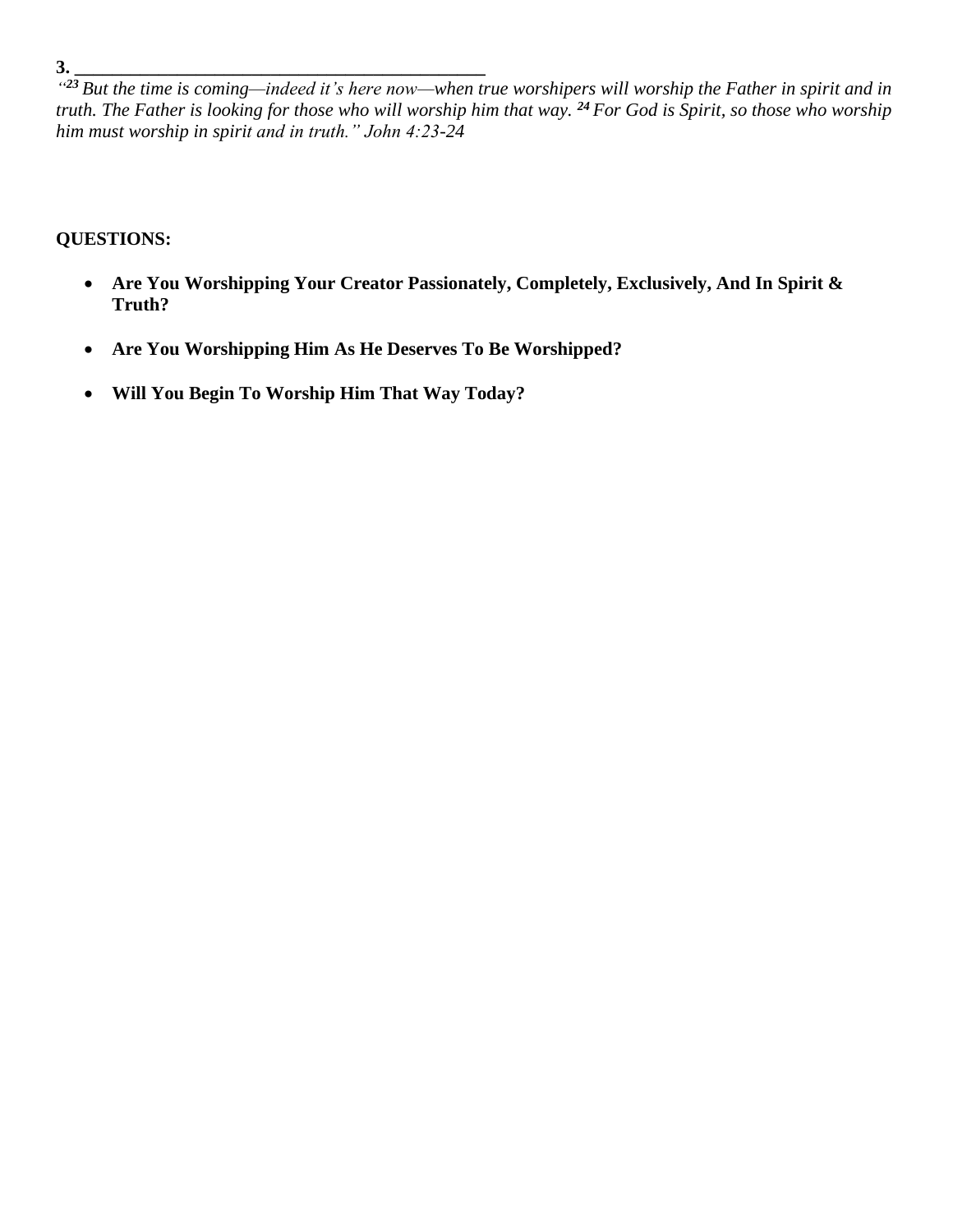**3. ___________________________________________**

*"[23] But the time is coming—indeed it's here now—when true worshipers will worship the Father in spirit and in truth. The Father is looking for those who will worship him that way. [24] For God is Spirit, so those who worship him must worship in spirit and in truth." John 4:23-24*

**QUESTIONS:**

- **Are You Worshipping Your Creator Passionately, Completely, Exclusively, And In Spirit & Truth?**
- **Are You Worshipping Him As He Deserves To Be Worshipped?**
- **Will You Begin To Worship Him That Way Today?**